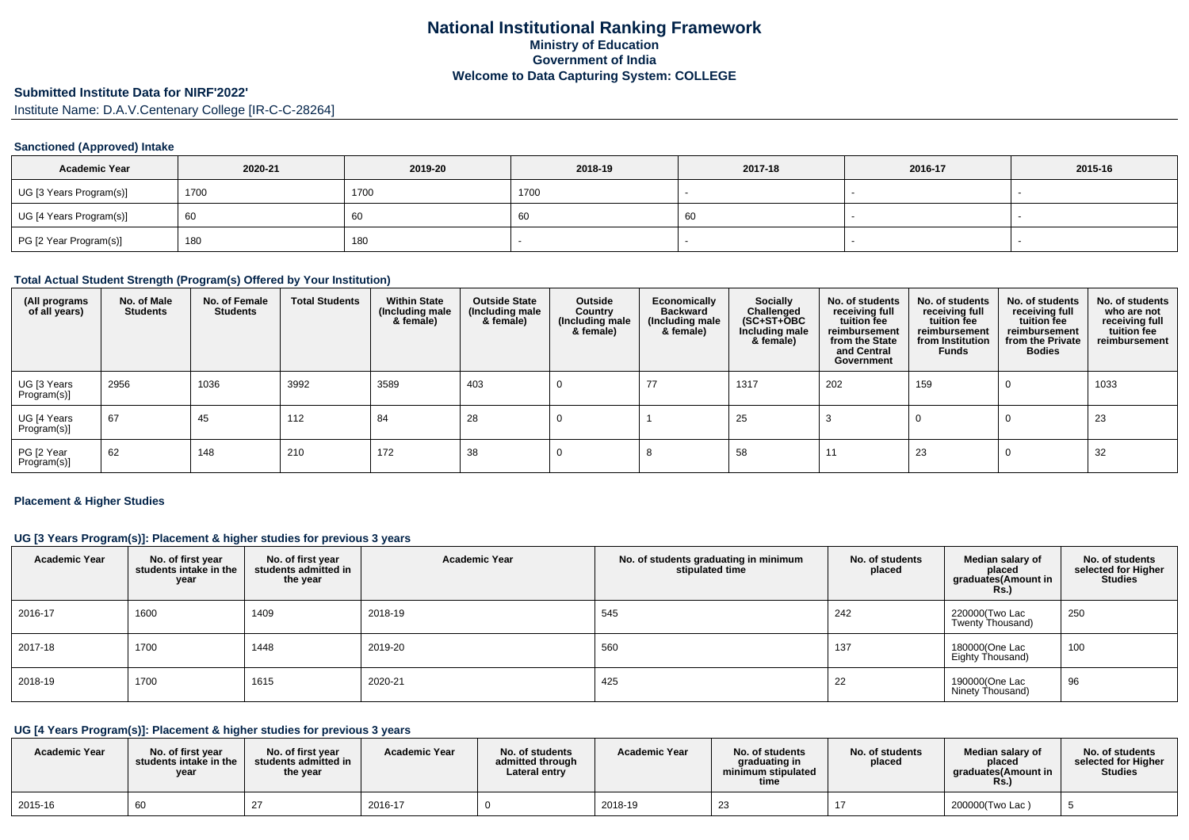# National Institutional Ranking Framework
## Ministry of Education
## Government of India
## Welcome to Data Capturing System: COLLEGE

### Submitted Institute Data for NIRF'2022'

Institute Name: D.A.V.Centenary College [IR-C-C-28264]

#### Sanctioned (Approved) Intake

| Academic Year | 2020-21 | 2019-20 | 2018-19 | 2017-18 | 2016-17 | 2015-16 |
|---|---|---|---|---|---|---|
| UG [3 Years Program(s)] | 1700 | 1700 | 1700 | - | - | - |
| UG [4 Years Program(s)] | 60 | 60 | 60 | 60 | - | - |
| PG [2 Year Program(s)] | 180 | 180 | - | - | - | - |

#### Total Actual Student Strength (Program(s) Offered by Your Institution)

| (All programs of all years) | No. of Male Students | No. of Female Students | Total Students | Within State (Including male & female) | Outside State (Including male & female) | Outside Country (Including male & female) | Economically Backward (Including male & female) | Socially Challenged (SC+ST+OBC Including male & female) | No. of students receiving full tuition fee reimbursement from the State and Central Government | No. of students receiving full tuition fee reimbursement from Institution Funds | No. of students receiving full tuition fee reimbursement from the Private Bodies | No. of students who are not receiving full tuition fee reimbursement |
|---|---|---|---|---|---|---|---|---|---|---|---|---|
| UG [3 Years Program(s)] | 2956 | 1036 | 3992 | 3589 | 403 | 0 | 77 | 1317 | 202 | 159 | 0 | 1033 |
| UG [4 Years Program(s)] | 67 | 45 | 112 | 84 | 28 | 0 | 1 | 25 | 3 | 0 | 0 | 23 |
| PG [2 Year Program(s)] | 62 | 148 | 210 | 172 | 38 | 0 | 8 | 58 | 11 | 23 | 0 | 32 |

#### Placement & Higher Studies

#### UG [3 Years Program(s)]: Placement & higher studies for previous 3 years

| Academic Year | No. of first year students intake in the year | No. of first year students admitted in the year | Academic Year | No. of students graduating in minimum stipulated time | No. of students placed | Median salary of placed graduates(Amount in Rs.) | No. of students selected for Higher Studies |
|---|---|---|---|---|---|---|---|
| 2016-17 | 1600 | 1409 | 2018-19 | 545 | 242 | 220000(Two Lac Twenty Thousand) | 250 |
| 2017-18 | 1700 | 1448 | 2019-20 | 560 | 137 | 180000(One Lac Eighty Thousand) | 100 |
| 2018-19 | 1700 | 1615 | 2020-21 | 425 | 22 | 190000(One Lac Ninety Thousand) | 96 |

#### UG [4 Years Program(s)]: Placement & higher studies for previous 3 years

| Academic Year | No. of first year students intake in the year | No. of first year students admitted in the year | Academic Year | No. of students admitted through Lateral entry | Academic Year | No. of students graduating in minimum stipulated time | No. of students placed | Median salary of placed graduates(Amount in Rs.) | No. of students selected for Higher Studies |
|---|---|---|---|---|---|---|---|---|---|
| 2015-16 | 60 | 27 | 2016-17 | 0 | 2018-19 | 23 | 17 | 200000(Two Lac ) | 5 |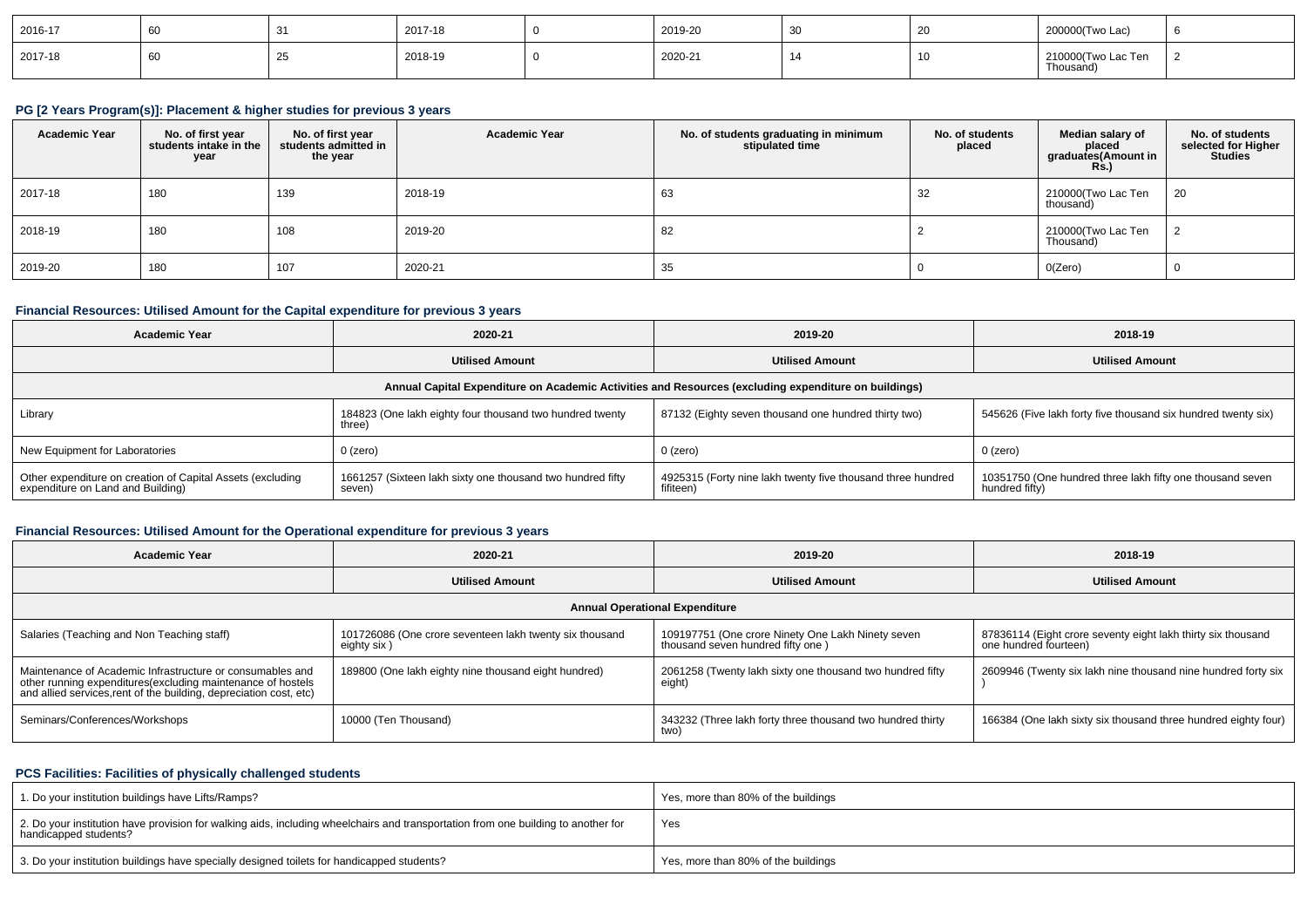| 2016-17 | 60 | 31 | 2017-18 | 0 | 2019-20 | 30 | 20 | 200000(Two Lac) | 6 |
|---|---|---|---|---|---|---|---|---|---|
| 2017-18 | 60 | 25 | 2018-19 | 0 | 2020-21 | 14 | 10 | 210000(Two Lac Ten Thousand) | 2 |

### PG [2 Years Program(s)]: Placement & higher studies for previous 3 years

| Academic Year | No. of first year students intake in the year | No. of first year students admitted in the year | Academic Year | No. of students graduating in minimum stipulated time | No. of students placed | Median salary of placed graduates(Amount in Rs.) | No. of students selected for Higher Studies |
|---|---|---|---|---|---|---|---|
| 2017-18 | 180 | 139 | 2018-19 | 63 | 32 | 210000(Two Lac Ten thousand) | 20 |
| 2018-19 | 180 | 108 | 2019-20 | 82 | 2 | 210000(Two Lac Ten Thousand) | 2 |
| 2019-20 | 180 | 107 | 2020-21 | 35 | 0 | 0(Zero) | 0 |

### Financial Resources: Utilised Amount for the Capital expenditure for previous 3 years

| Academic Year | 2020-21 | 2019-20 | 2018-19 |
|---|---|---|---|
| | Utilised Amount | Utilised Amount | Utilised Amount |
| Annual Capital Expenditure on Academic Activities and Resources (excluding expenditure on buildings) | | | |
| Library | 184823 (One lakh eighty four thousand two hundred twenty three) | 87132 (Eighty seven thousand one hundred thirty two) | 545626 (Five lakh forty five thousand six hundred twenty six) |
| New Equipment for Laboratories | 0 (zero) | 0 (zero) | 0 (zero) |
| Other expenditure on creation of Capital Assets (excluding expenditure on Land and Building) | 1661257 (Sixteen lakh sixty one thousand two hundred fifty seven) | 4925315 (Forty nine lakh twenty five thousand three hundred fifiteen) | 10351750 (One hundred three lakh fifty one thousand seven hundred fifty) |

### Financial Resources: Utilised Amount for the Operational expenditure for previous 3 years

| Academic Year | 2020-21 | 2019-20 | 2018-19 |
|---|---|---|---|
| | Utilised Amount | Utilised Amount | Utilised Amount |
| Annual Operational Expenditure | | | |
| Salaries (Teaching and Non Teaching staff) | 101726086 (One crore seventeen lakh twenty six thousand eighty six ) | 109197751 (One crore Ninety One Lakh Ninety seven thousand seven hundred fifty one ) | 87836114 (Eight crore seventy eight lakh thirty six thousand one hundred fourteen) |
| Maintenance of Academic Infrastructure or consumables and other running expenditures(excluding maintenance of hostels and allied services,rent of the building, depreciation cost, etc) | 189800 (One lakh eighty nine thousand eight hundred) | 2061258 (Twenty lakh sixty one thousand two hundred fifty eight) | 2609946 (Twenty six lakh nine thousand nine hundred forty six ) |
| Seminars/Conferences/Workshops | 10000 (Ten Thousand) | 343232 (Three lakh forty three thousand two hundred thirty two) | 166384 (One lakh sixty six thousand three hundred eighty four) |

### PCS Facilities: Facilities of physically challenged students

| | |
|---|---|
| 1. Do your institution buildings have Lifts/Ramps? | Yes, more than 80% of the buildings |
| 2. Do your institution have provision for walking aids, including wheelchairs and transportation from one building to another for handicapped students? | Yes |
| 3. Do your institution buildings have specially designed toilets for handicapped students? | Yes, more than 80% of the buildings |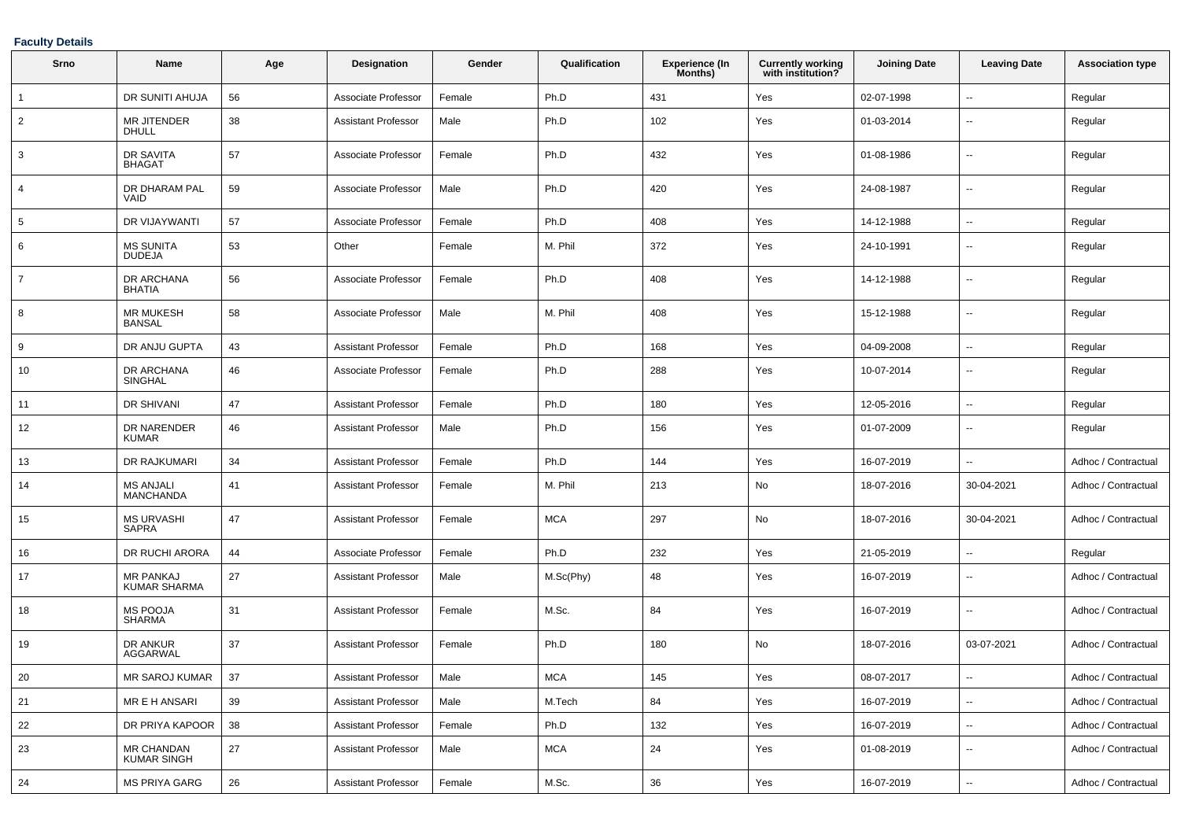**Faculty Details**

| Srno | Name | Age | Designation | Gender | Qualification | Experience (In Months) | Currently working with institution? | Joining Date | Leaving Date | Association type |
|---|---|---|---|---|---|---|---|---|---|---|
| 1 | DR SUNITI AHUJA | 56 | Associate Professor | Female | Ph.D | 431 | Yes | 02-07-1998 | -- | Regular |
| 2 | MR JITENDER DHULL | 38 | Assistant Professor | Male | Ph.D | 102 | Yes | 01-03-2014 | -- | Regular |
| 3 | DR SAVITA BHAGAT | 57 | Associate Professor | Female | Ph.D | 432 | Yes | 01-08-1986 | -- | Regular |
| 4 | DR DHARAM PAL VAID | 59 | Associate Professor | Male | Ph.D | 420 | Yes | 24-08-1987 | -- | Regular |
| 5 | DR VIJAYWANTI | 57 | Associate Professor | Female | Ph.D | 408 | Yes | 14-12-1988 | -- | Regular |
| 6 | MS SUNITA DUDEJA | 53 | Other | Female | M. Phil | 372 | Yes | 24-10-1991 | -- | Regular |
| 7 | DR ARCHANA BHATIA | 56 | Associate Professor | Female | Ph.D | 408 | Yes | 14-12-1988 | -- | Regular |
| 8 | MR MUKESH BANSAL | 58 | Associate Professor | Male | M. Phil | 408 | Yes | 15-12-1988 | -- | Regular |
| 9 | DR ANJU GUPTA | 43 | Assistant Professor | Female | Ph.D | 168 | Yes | 04-09-2008 | -- | Regular |
| 10 | DR ARCHANA SINGHAL | 46 | Associate Professor | Female | Ph.D | 288 | Yes | 10-07-2014 | -- | Regular |
| 11 | DR SHIVANI | 47 | Assistant Professor | Female | Ph.D | 180 | Yes | 12-05-2016 | -- | Regular |
| 12 | DR NARENDER KUMAR | 46 | Assistant Professor | Male | Ph.D | 156 | Yes | 01-07-2009 | -- | Regular |
| 13 | DR RAJKUMARI | 34 | Assistant Professor | Female | Ph.D | 144 | Yes | 16-07-2019 | -- | Adhoc / Contractual |
| 14 | MS ANJALI MANCHANDA | 41 | Assistant Professor | Female | M. Phil | 213 | No | 18-07-2016 | 30-04-2021 | Adhoc / Contractual |
| 15 | MS URVASHI SAPRA | 47 | Assistant Professor | Female | MCA | 297 | No | 18-07-2016 | 30-04-2021 | Adhoc / Contractual |
| 16 | DR RUCHI ARORA | 44 | Associate Professor | Female | Ph.D | 232 | Yes | 21-05-2019 | -- | Regular |
| 17 | MR PANKAJ KUMAR SHARMA | 27 | Assistant Professor | Male | M.Sc(Phy) | 48 | Yes | 16-07-2019 | -- | Adhoc / Contractual |
| 18 | MS POOJA SHARMA | 31 | Assistant Professor | Female | M.Sc. | 84 | Yes | 16-07-2019 | -- | Adhoc / Contractual |
| 19 | DR ANKUR AGGARWAL | 37 | Assistant Professor | Female | Ph.D | 180 | No | 18-07-2016 | 03-07-2021 | Adhoc / Contractual |
| 20 | MR SAROJ KUMAR | 37 | Assistant Professor | Male | MCA | 145 | Yes | 08-07-2017 | -- | Adhoc / Contractual |
| 21 | MR E H ANSARI | 39 | Assistant Professor | Male | M.Tech | 84 | Yes | 16-07-2019 | -- | Adhoc / Contractual |
| 22 | DR PRIYA KAPOOR | 38 | Assistant Professor | Female | Ph.D | 132 | Yes | 16-07-2019 | -- | Adhoc / Contractual |
| 23 | MR CHANDAN KUMAR SINGH | 27 | Assistant Professor | Male | MCA | 24 | Yes | 01-08-2019 | -- | Adhoc / Contractual |
| 24 | MS PRIYA GARG | 26 | Assistant Professor | Female | M.Sc. | 36 | Yes | 16-07-2019 | -- | Adhoc / Contractual |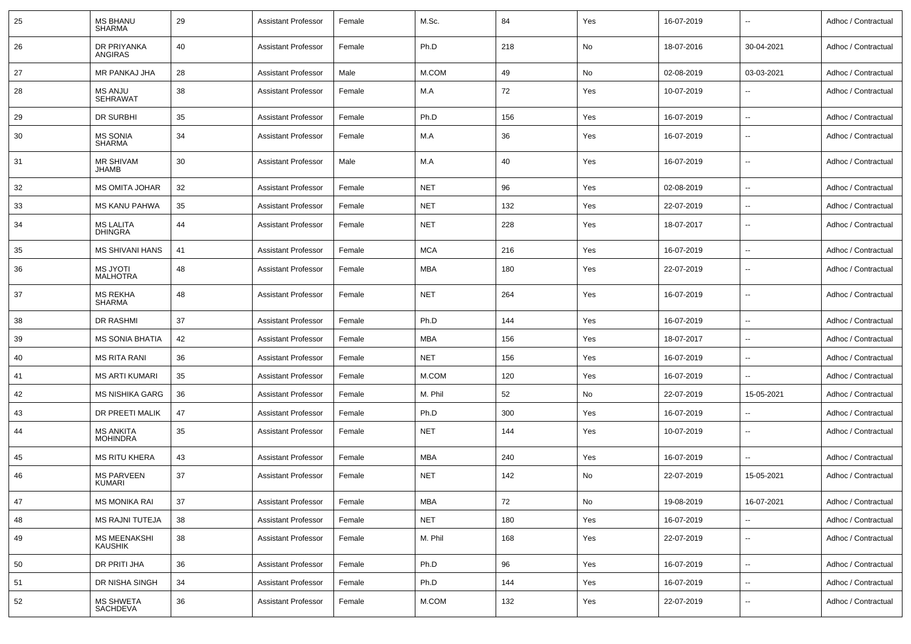| 25 | MS BHANU SHARMA | 29 | Assistant Professor | Female | M.Sc. | 84 | Yes | 16-07-2019 | -- | Adhoc / Contractual |
|---|---|---|---|---|---|---|---|---|---|---|
| 26 | DR PRIYANKA ANGIRAS | 40 | Assistant Professor | Female | Ph.D | 218 | No | 18-07-2016 | 30-04-2021 | Adhoc / Contractual |
| 27 | MR PANKAJ JHA | 28 | Assistant Professor | Male | M.COM | 49 | No | 02-08-2019 | 03-03-2021 | Adhoc / Contractual |
| 28 | MS ANJU SEHRAWAT | 38 | Assistant Professor | Female | M.A | 72 | Yes | 10-07-2019 | -- | Adhoc / Contractual |
| 29 | DR SURBHI | 35 | Assistant Professor | Female | Ph.D | 156 | Yes | 16-07-2019 | -- | Adhoc / Contractual |
| 30 | MS SONIA SHARMA | 34 | Assistant Professor | Female | M.A | 36 | Yes | 16-07-2019 | -- | Adhoc / Contractual |
| 31 | MR SHIVAM JHAMB | 30 | Assistant Professor | Male | M.A | 40 | Yes | 16-07-2019 | -- | Adhoc / Contractual |
| 32 | MS OMITA JOHAR | 32 | Assistant Professor | Female | NET | 96 | Yes | 02-08-2019 | -- | Adhoc / Contractual |
| 33 | MS KANU PAHWA | 35 | Assistant Professor | Female | NET | 132 | Yes | 22-07-2019 | -- | Adhoc / Contractual |
| 34 | MS LALITA DHINGRA | 44 | Assistant Professor | Female | NET | 228 | Yes | 18-07-2017 | -- | Adhoc / Contractual |
| 35 | MS SHIVANI HANS | 41 | Assistant Professor | Female | MCA | 216 | Yes | 16-07-2019 | -- | Adhoc / Contractual |
| 36 | MS JYOTI MALHOTRA | 48 | Assistant Professor | Female | MBA | 180 | Yes | 22-07-2019 | -- | Adhoc / Contractual |
| 37 | MS REKHA SHARMA | 48 | Assistant Professor | Female | NET | 264 | Yes | 16-07-2019 | -- | Adhoc / Contractual |
| 38 | DR RASHMI | 37 | Assistant Professor | Female | Ph.D | 144 | Yes | 16-07-2019 | -- | Adhoc / Contractual |
| 39 | MS SONIA BHATIA | 42 | Assistant Professor | Female | MBA | 156 | Yes | 18-07-2017 | -- | Adhoc / Contractual |
| 40 | MS RITA RANI | 36 | Assistant Professor | Female | NET | 156 | Yes | 16-07-2019 | -- | Adhoc / Contractual |
| 41 | MS ARTI KUMARI | 35 | Assistant Professor | Female | M.COM | 120 | Yes | 16-07-2019 | -- | Adhoc / Contractual |
| 42 | MS NISHIKA GARG | 36 | Assistant Professor | Female | M. Phil | 52 | No | 22-07-2019 | 15-05-2021 | Adhoc / Contractual |
| 43 | DR PREETI MALIK | 47 | Assistant Professor | Female | Ph.D | 300 | Yes | 16-07-2019 | -- | Adhoc / Contractual |
| 44 | MS ANKITA MOHINDRA | 35 | Assistant Professor | Female | NET | 144 | Yes | 10-07-2019 | -- | Adhoc / Contractual |
| 45 | MS RITU KHERA | 43 | Assistant Professor | Female | MBA | 240 | Yes | 16-07-2019 | -- | Adhoc / Contractual |
| 46 | MS PARVEEN KUMARI | 37 | Assistant Professor | Female | NET | 142 | No | 22-07-2019 | 15-05-2021 | Adhoc / Contractual |
| 47 | MS MONIKA RAI | 37 | Assistant Professor | Female | MBA | 72 | No | 19-08-2019 | 16-07-2021 | Adhoc / Contractual |
| 48 | MS RAJNI TUTEJA | 38 | Assistant Professor | Female | NET | 180 | Yes | 16-07-2019 | -- | Adhoc / Contractual |
| 49 | MS MEENAKSHI KAUSHIK | 38 | Assistant Professor | Female | M. Phil | 168 | Yes | 22-07-2019 | -- | Adhoc / Contractual |
| 50 | DR PRITI JHA | 36 | Assistant Professor | Female | Ph.D | 96 | Yes | 16-07-2019 | -- | Adhoc / Contractual |
| 51 | DR NISHA SINGH | 34 | Assistant Professor | Female | Ph.D | 144 | Yes | 16-07-2019 | -- | Adhoc / Contractual |
| 52 | MS SHWETA SACHDEVA | 36 | Assistant Professor | Female | M.COM | 132 | Yes | 22-07-2019 | -- | Adhoc / Contractual |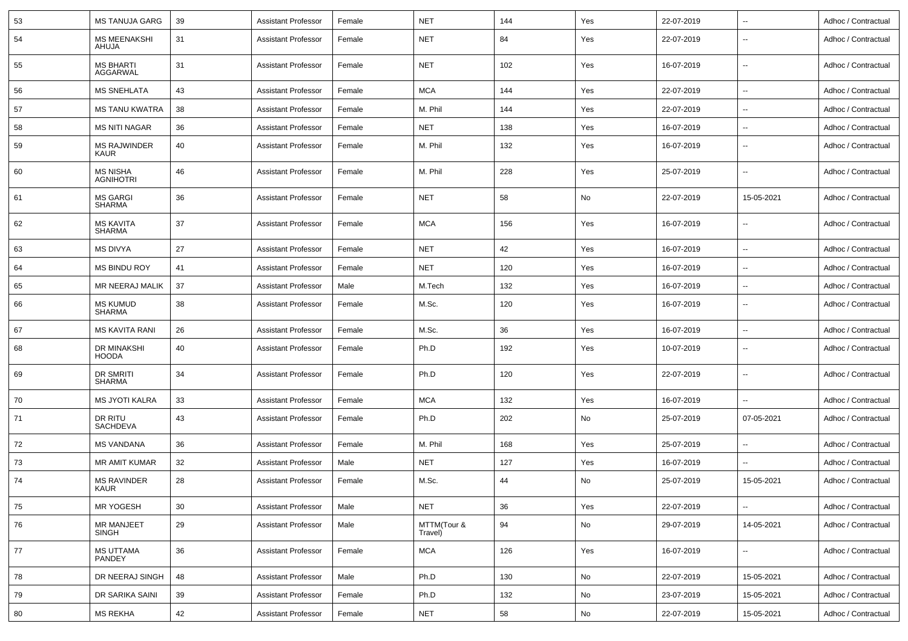| 53 | MS TANUJA GARG | 39 | Assistant Professor | Female | NET | 144 | Yes | 22-07-2019 | -- | Adhoc / Contractual |
|---|---|---|---|---|---|---|---|---|---|---|
| 54 | MS MEENAKSHI AHUJA | 31 | Assistant Professor | Female | NET | 84 | Yes | 22-07-2019 | -- | Adhoc / Contractual |
| 55 | MS BHARTI AGGARWAL | 31 | Assistant Professor | Female | NET | 102 | Yes | 16-07-2019 | -- | Adhoc / Contractual |
| 56 | MS SNEHLATA | 43 | Assistant Professor | Female | MCA | 144 | Yes | 22-07-2019 | -- | Adhoc / Contractual |
| 57 | MS TANU KWATRA | 38 | Assistant Professor | Female | M. Phil | 144 | Yes | 22-07-2019 | -- | Adhoc / Contractual |
| 58 | MS NITI NAGAR | 36 | Assistant Professor | Female | NET | 138 | Yes | 16-07-2019 | -- | Adhoc / Contractual |
| 59 | MS RAJWINDER KAUR | 40 | Assistant Professor | Female | M. Phil | 132 | Yes | 16-07-2019 | -- | Adhoc / Contractual |
| 60 | MS NISHA AGNIHOTRI | 46 | Assistant Professor | Female | M. Phil | 228 | Yes | 25-07-2019 | -- | Adhoc / Contractual |
| 61 | MS GARGI SHARMA | 36 | Assistant Professor | Female | NET | 58 | No | 22-07-2019 | 15-05-2021 | Adhoc / Contractual |
| 62 | MS KAVITA SHARMA | 37 | Assistant Professor | Female | MCA | 156 | Yes | 16-07-2019 | -- | Adhoc / Contractual |
| 63 | MS DIVYA | 27 | Assistant Professor | Female | NET | 42 | Yes | 16-07-2019 | -- | Adhoc / Contractual |
| 64 | MS BINDU ROY | 41 | Assistant Professor | Female | NET | 120 | Yes | 16-07-2019 | -- | Adhoc / Contractual |
| 65 | MR NEERAJ MALIK | 37 | Assistant Professor | Male | M.Tech | 132 | Yes | 16-07-2019 | -- | Adhoc / Contractual |
| 66 | MS KUMUD SHARMA | 38 | Assistant Professor | Female | M.Sc. | 120 | Yes | 16-07-2019 | -- | Adhoc / Contractual |
| 67 | MS KAVITA RANI | 26 | Assistant Professor | Female | M.Sc. | 36 | Yes | 16-07-2019 | -- | Adhoc / Contractual |
| 68 | DR MINAKSHI HOODA | 40 | Assistant Professor | Female | Ph.D | 192 | Yes | 10-07-2019 | -- | Adhoc / Contractual |
| 69 | DR SMRITI SHARMA | 34 | Assistant Professor | Female | Ph.D | 120 | Yes | 22-07-2019 | -- | Adhoc / Contractual |
| 70 | MS JYOTI KALRA | 33 | Assistant Professor | Female | MCA | 132 | Yes | 16-07-2019 | -- | Adhoc / Contractual |
| 71 | DR RITU SACHDEVA | 43 | Assistant Professor | Female | Ph.D | 202 | No | 25-07-2019 | 07-05-2021 | Adhoc / Contractual |
| 72 | MS VANDANA | 36 | Assistant Professor | Female | M. Phil | 168 | Yes | 25-07-2019 | -- | Adhoc / Contractual |
| 73 | MR AMIT KUMAR | 32 | Assistant Professor | Male | NET | 127 | Yes | 16-07-2019 | -- | Adhoc / Contractual |
| 74 | MS RAVINDER KAUR | 28 | Assistant Professor | Female | M.Sc. | 44 | No | 25-07-2019 | 15-05-2021 | Adhoc / Contractual |
| 75 | MR YOGESH | 30 | Assistant Professor | Male | NET | 36 | Yes | 22-07-2019 | -- | Adhoc / Contractual |
| 76 | MR MANJEET SINGH | 29 | Assistant Professor | Male | MTTM(Tour & Travel) | 94 | No | 29-07-2019 | 14-05-2021 | Adhoc / Contractual |
| 77 | MS UTTAMA PANDEY | 36 | Assistant Professor | Female | MCA | 126 | Yes | 16-07-2019 | -- | Adhoc / Contractual |
| 78 | DR NEERAJ SINGH | 48 | Assistant Professor | Male | Ph.D | 130 | No | 22-07-2019 | 15-05-2021 | Adhoc / Contractual |
| 79 | DR SARIKA SAINI | 39 | Assistant Professor | Female | Ph.D | 132 | No | 23-07-2019 | 15-05-2021 | Adhoc / Contractual |
| 80 | MS REKHA | 42 | Assistant Professor | Female | NET | 58 | No | 22-07-2019 | 15-05-2021 | Adhoc / Contractual |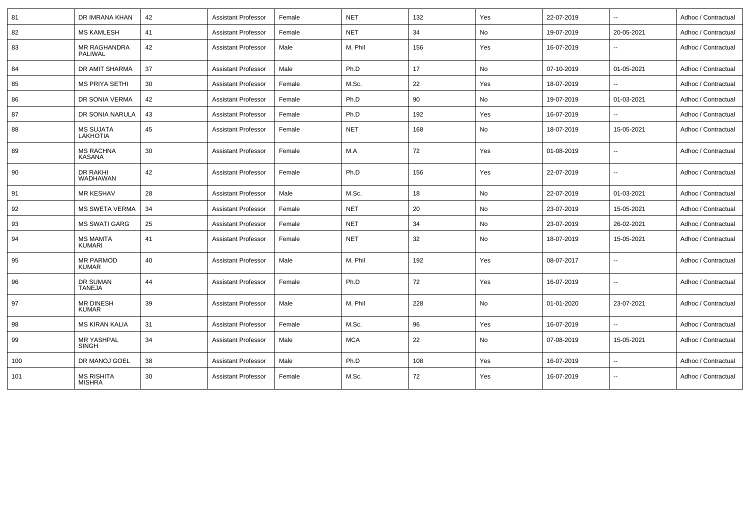| | | | | | | | | | | |
|---|---|---|---|---|---|---|---|---|---|---|
| 81 | DR IMRANA KHAN | 42 | Assistant Professor | Female | NET | 132 | Yes | 22-07-2019 | -- | Adhoc / Contractual |
| 82 | MS KAMLESH | 41 | Assistant Professor | Female | NET | 34 | No | 19-07-2019 | 20-05-2021 | Adhoc / Contractual |
| 83 | MR RAGHANDRA PALIWAL | 42 | Assistant Professor | Male | M. Phil | 156 | Yes | 16-07-2019 | -- | Adhoc / Contractual |
| 84 | DR AMIT SHARMA | 37 | Assistant Professor | Male | Ph.D | 17 | No | 07-10-2019 | 01-05-2021 | Adhoc / Contractual |
| 85 | MS PRIYA SETHI | 30 | Assistant Professor | Female | M.Sc. | 22 | Yes | 18-07-2019 | -- | Adhoc / Contractual |
| 86 | DR SONIA VERMA | 42 | Assistant Professor | Female | Ph.D | 90 | No | 19-07-2019 | 01-03-2021 | Adhoc / Contractual |
| 87 | DR SONIA NARULA | 43 | Assistant Professor | Female | Ph.D | 192 | Yes | 16-07-2019 | -- | Adhoc / Contractual |
| 88 | MS SUJATA LAKHOTIA | 45 | Assistant Professor | Female | NET | 168 | No | 18-07-2019 | 15-05-2021 | Adhoc / Contractual |
| 89 | MS RACHNA KASANA | 30 | Assistant Professor | Female | M.A | 72 | Yes | 01-08-2019 | -- | Adhoc / Contractual |
| 90 | DR RAKHI WADHAWAN | 42 | Assistant Professor | Female | Ph.D | 156 | Yes | 22-07-2019 | -- | Adhoc / Contractual |
| 91 | MR KESHAV | 28 | Assistant Professor | Male | M.Sc. | 18 | No | 22-07-2019 | 01-03-2021 | Adhoc / Contractual |
| 92 | MS SWETA VERMA | 34 | Assistant Professor | Female | NET | 20 | No | 23-07-2019 | 15-05-2021 | Adhoc / Contractual |
| 93 | MS SWATI GARG | 25 | Assistant Professor | Female | NET | 34 | No | 23-07-2019 | 26-02-2021 | Adhoc / Contractual |
| 94 | MS MAMTA KUMARI | 41 | Assistant Professor | Female | NET | 32 | No | 18-07-2019 | 15-05-2021 | Adhoc / Contractual |
| 95 | MR PARMOD KUMAR | 40 | Assistant Professor | Male | M. Phil | 192 | Yes | 08-07-2017 | -- | Adhoc / Contractual |
| 96 | DR SUMAN TANEJA | 44 | Assistant Professor | Female | Ph.D | 72 | Yes | 16-07-2019 | -- | Adhoc / Contractual |
| 97 | MR DINESH KUMAR | 39 | Assistant Professor | Male | M. Phil | 228 | No | 01-01-2020 | 23-07-2021 | Adhoc / Contractual |
| 98 | MS KIRAN KALIA | 31 | Assistant Professor | Female | M.Sc. | 96 | Yes | 16-07-2019 | -- | Adhoc / Contractual |
| 99 | MR YASHPAL SINGH | 34 | Assistant Professor | Male | MCA | 22 | No | 07-08-2019 | 15-05-2021 | Adhoc / Contractual |
| 100 | DR MANOJ GOEL | 38 | Assistant Professor | Male | Ph.D | 108 | Yes | 16-07-2019 | -- | Adhoc / Contractual |
| 101 | MS RISHITA MISHRA | 30 | Assistant Professor | Female | M.Sc. | 72 | Yes | 16-07-2019 | -- | Adhoc / Contractual |